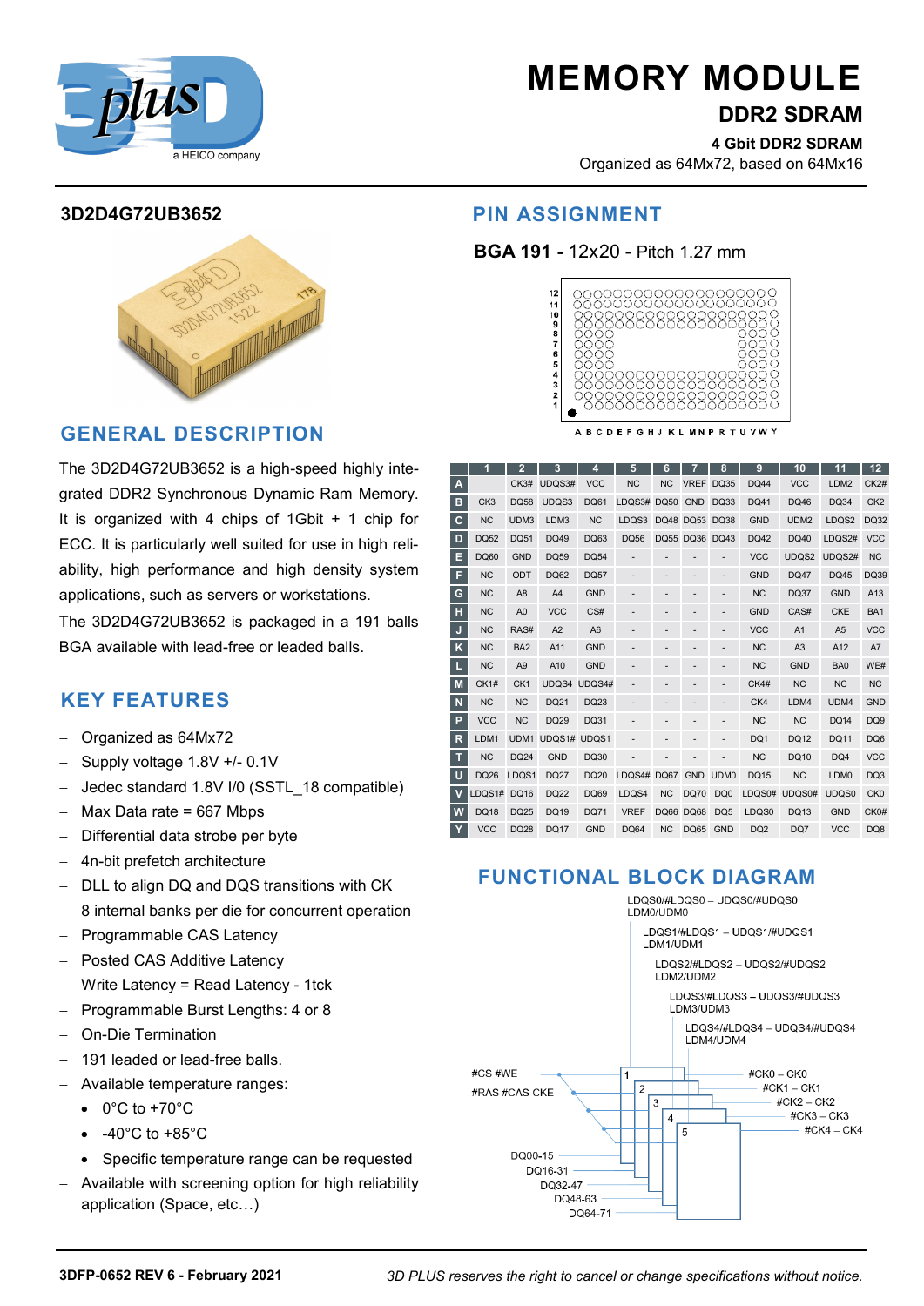# MEMORY MODULE

## DDR2 SDRAM

**4 Gbit DDR2 SDRAM**

Organized as 64Mx72, based on 64Mx16

### 3D2D4G72UB3652

## GENERAL DESCRIPTION

The 3D2D4G72UB3652 is a high-speed highly integrated DDR2 Synchronous Dynamic Ram Memory. It is organized with 4 chips of 1Gbit + 1 chip for ECC. It is particularly well suited for use in high reliability, high performance and high density system applications, such as servers or workstations.

The 3D2D4G72UB3652 is packaged in a 191 balls BGA available with lead-free or leaded balls.

## KEY FEATURES

- Organized as 64Mx72
- Supply voltage 1.8V +/- 0.1V
- Jedec standard 1.8V I/0 (SSTL_18 compatible)
- Max Data rate = 667 Mbps
- Differential data strobe per byte
- 4n-bit prefetch architecture
- DLL to align DQ and DQS transitions with CK
- 8 internal banks per die for concurrent operation
- Programmable CAS Latency
- Posted CAS Additive Latency
- Write Latency = Read Latency - 1tck
- Programmable Burst Lengths: 4 or 8
- On-Die Termination
- 191 leaded or lead-free balls.
- Available temperature ranges:
    - 0°C to +70°C
    - -40°C to +85°C
    - Specific temperature range can be requested
- Available with screening option for high reliability application (Space, etc…)

## PIN ASSIGNMENT

**BGA 191 -** 12x20 - Pitch 1.27 mm

| | 1 | 2 | 3 | 4 | 5 | 6 | 7 | 8 | 9 | 10 | 11 | 12 |
|---|---|---|---|---|---|---|---|---|---|---|---|---|
| A | | CK3# | UDQS3# | VCC | NC | NC | VREF | DQ35 | DQ44 | VCC | LDM2 | CK2# |
| B | CK3 | DQ58 | UDQS3 | DQ61 | LDQS3# | DQ50 | GND | DQ33 | DQ41 | DQ46 | DQ34 | CK2 |
| C | NC | UDM3 | LDM3 | NC | LDQS3 | DQ48 | DQ53 | DQ38 | GND | UDM2 | LDQS2 | DQ32 |
| D | DQ52 | DQ51 | DQ49 | DQ63 | DQ56 | DQ55 | DQ36 | DQ43 | DQ42 | DQ40 | LDQS2# | VCC |
| E | DQ60 | GND | DQ59 | DQ54 | - | - | - | - | VCC | UDQS2 | UDQS2# | NC |
| F | NC | ODT | DQ62 | DQ57 | - | - | - | - | GND | DQ47 | DQ45 | DQ39 |
| G | NC | A8 | A4 | GND | - | - | - | - | NC | DQ37 | GND | A13 |
| H | NC | A0 | VCC | CS# | - | - | - | - | GND | CAS# | CKE | BA1 |
| J | NC | RAS# | A2 | A6 | - | - | - | - | VCC | A1 | A5 | VCC |
| K | NC | BA2 | A11 | GND | - | - | - | - | NC | A3 | A12 | A7 |
| L | NC | A9 | A10 | GND | - | - | - | - | NC | GND | BA0 | WE# |
| M | CK1# | CK1 | UDQS4 | UDQS4# | - | - | - | - | CK4# | NC | NC | NC |
| N | NC | NC | DQ21 | DQ23 | - | - | - | - | CK4 | LDM4 | UDM4 | GND |
| P | VCC | NC | DQ29 | DQ31 | - | - | - | - | NC | NC | DQ14 | DQ9 |
| R | LDM1 | UDM1 | UDQS1# | UDQS1 | - | - | - | - | DQ1 | DQ12 | DQ11 | DQ6 |
| T | NC | DQ24 | GND | DQ30 | - | - | - | - | NC | DQ10 | DQ4 | VCC |
| U | DQ26 | LDQS1 | DQ27 | DQ20 | LDQS4# | DQ67 | GND | UDM0 | DQ15 | NC | LDM0 | DQ3 |
| V | LDQS1# | DQ16 | DQ22 | DQ69 | LDQS4 | NC | DQ70 | DQ0 | LDQS0# | UDQS0# | UDQS0 | CK0 |
| W | DQ18 | DQ25 | DQ19 | DQ71 | VREF | DQ66 | DQ68 | DQ5 | LDQS0 | DQ13 | GND | CK0# |
| Y | VCC | DQ28 | DQ17 | GND | DQ64 | NC | DQ65 | GND | DQ2 | DQ7 | VCC | DQ8 |

## FUNCTIONAL BLOCK DIAGRAM

LDQS0/#LDQS0 – UDQS0/#UDQS0
LDM0/UDM0

LDQS1/#LDQS1 – UDQS1/#UDQS1
LDM1/UDM1

LDQS2/#LDQS2 – UDQS2/#UDQS2
LDM2/UDM2

LDQS3/#LDQS3 – UDQS3/#UDQS3
LDM3/UDM3

LDQS4/#LDQS4 – UDQS4/#UDQS4
LDM4/UDM4

#CS #WE
#RAS #CAS CKE

#CK0 – CK0
#CK1 – CK1
#CK2 – CK2
#CK3 – CK3
#CK4 – CK4

1 2 3 4 5

DQ00-15
DQ16-31
DQ32-47
DQ48-63
DQ64-71

**3DFP-0652 REV 6 - February 2021** *3D PLUS reserves the right to cancel or change specifications without notice.*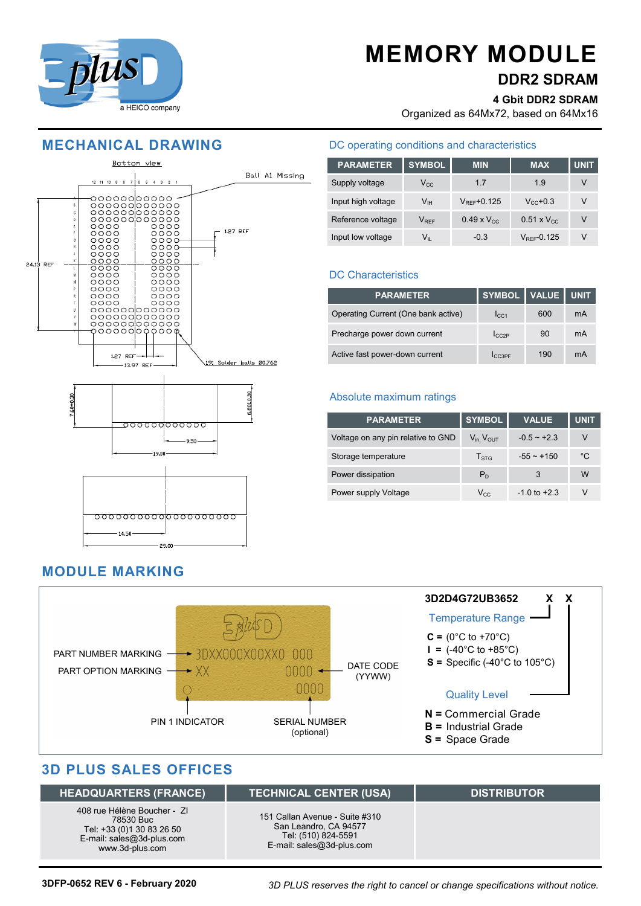# MEMORY MODULE

## DDR2 SDRAM

**4 Gbit DDR2 SDRAM**

Organized as 64Mx72, based on 64Mx16

## MECHANICAL DRAWING

Bottom view

Ball A1 Missing

1.27 REF

24.13 REF

1.27 REF

13.97 REF

191 Solder balls Ø0.762

7.60±0.30

6.80±0.30

9.50

19.00

14.50

29.00

## DC operating conditions and characteristics

| PARAMETER | SYMBOL | MIN | MAX | UNIT |
|---|---|---|---|---|
| Supply voltage | $V_{CC}$ | 1.7 | 1.9 | V |
| Input high voltage | $V_{IH}$ | $V_{REF}$+0.125 | $V_{CC}$+0.3 | V |
| Reference voltage | $V_{REF}$ | 0.49 x $V_{CC}$ | 0.51 x $V_{CC}$ | V |
| Input low voltage | $V_{IL}$ | -0.3 | $V_{REF}$-0.125 | V |

## DC Characteristics

| PARAMETER | SYMBOL | VALUE | UNIT |
|---|---|---|---|
| Operating Current (One bank active) | $I_{CC1}$ | 600 | mA |
| Precharge power down current | $I_{CC2P}$ | 90 | mA |
| Active fast power-down current | $I_{CC3PF}$ | 190 | mA |

## Absolute maximum ratings

| PARAMETER | SYMBOL | VALUE | UNIT |
|---|---|---|---|
| Voltage on any pin relative to GND | $V_{in}$, $V_{OUT}$ | -0.5 ~ +2.3 | V |
| Storage temperature | $T_{STG}$ | -55 ~ +150 | °C |
| Power dissipation | $P_D$ | 3 | W |
| Power supply Voltage | $V_{CC}$ | -1.0 to +2.3 | V |

## MODULE MARKING

3DXX000X00XX0 000
XX 0000
0000

PART NUMBER MARKING

PART OPTION MARKING

DATE CODE (YYWW)

PIN 1 INDICATOR

SERIAL NUMBER (optional)

**3D2D4G72UB3652 X X**

Temperature Range

**C =** (0°C to +70°C)
**I =** (-40°C to +85°C)
**S =** Specific (-40°C to 105°C)

Quality Level

**N =** Commercial Grade
**B =** Industrial Grade
**S =** Space Grade

## 3D PLUS SALES OFFICES

| HEADQUARTERS (FRANCE) | TECHNICAL CENTER (USA) | DISTRIBUTOR |
|---|---|---|
| 408 rue Hélène Boucher - ZI 78530 Buc Tel: +33 (0)1 30 83 26 50 E-mail: sales@3d-plus.com www.3d-plus.com | 151 Callan Avenue - Suite #310 San Leandro, CA 94577 Tel: (510) 824-5591 E-mail: sales@3d-plus.com | |

**3DFP-0652 REV 6 - February 2020**

*3D PLUS reserves the right to cancel or change specifications without notice.*